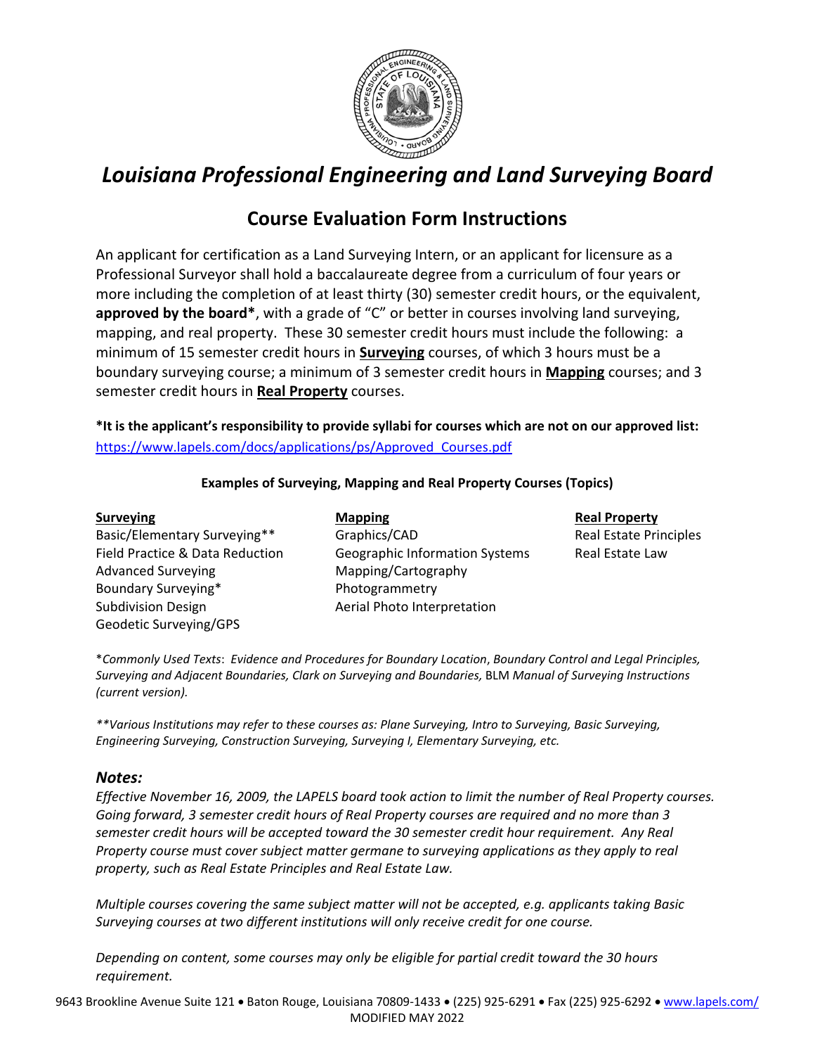# *Louisiana Professional Engineering and Land Surveying Board*

## Course Evaluation Form Instructions

An applicant for certification as a Land Surveying Intern, or an applicant for licensure as a Professional Surveyor shall hold a baccalaureate degree from a curriculum of four years or more including the completion of at least thirty (30) semester credit hours, or the equivalent, **approved by the board***, with a grade of "C" or better in courses involving land surveying, mapping, and real property. These 30 semester credit hours must include the following: a minimum of 15 semester credit hours in **Surveying** courses, of which 3 hours must be a boundary surveying course; a minimum of 3 semester credit hours in **Mapping** courses; and 3 semester credit hours in **Real Property** courses.

***It is the applicant's responsibility to provide syllabi for courses which are not on our approved list:**
https://www.lapels.com/docs/applications/ps/Approved_Courses.pdf

**Examples of Surveying, Mapping and Real Property Courses (Topics)**

| Surveying | Mapping | Real Property |
|---|---|---|
| Basic/Elementary Surveying** | Graphics/CAD | Real Estate Principles |
| Field Practice & Data Reduction | Geographic Information Systems | Real Estate Law |
| Advanced Surveying | Mapping/Cartography | |
| Boundary Surveying* | Photogrammetry | |
| Subdivision Design | Aerial Photo Interpretation | |
| Geodetic Surveying/GPS | | |

**Commonly Used Texts*: *Evidence and Procedures for Boundary Location*, *Boundary Control and Legal Principles, Surveying and Adjacent Boundaries, Clark on Surveying and Boundaries,* BLM *Manual of Surveying Instructions (current version).*

*\*\*Various Institutions may refer to these courses as: Plane Surveying, Intro to Surveying, Basic Surveying, Engineering Surveying, Construction Surveying, Surveying I, Elementary Surveying, etc.*

### *Notes:*

*Effective November 16, 2009, the LAPELS board took action to limit the number of Real Property courses. Going forward, 3 semester credit hours of Real Property courses are required and no more than 3 semester credit hours will be accepted toward the 30 semester credit hour requirement. Any Real Property course must cover subject matter germane to surveying applications as they apply to real property, such as Real Estate Principles and Real Estate Law.*

*Multiple courses covering the same subject matter will not be accepted, e.g. applicants taking Basic Surveying courses at two different institutions will only receive credit for one course.*

*Depending on content, some courses may only be eligible for partial credit toward the 30 hours requirement.*

9643 Brookline Avenue Suite 121 • Baton Rouge, Louisiana 70809-1433 • (225) 925-6291 • Fax (225) 925-6292 • www.lapels.com/
MODIFIED MAY 2022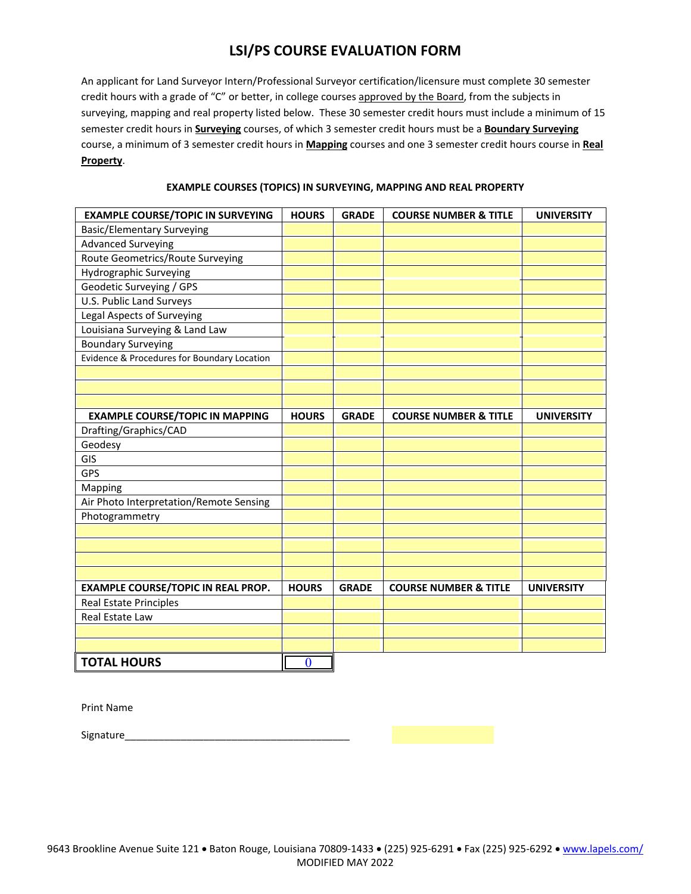# LSI/PS COURSE EVALUATION FORM

An applicant for Land Surveyor Intern/Professional Surveyor certification/licensure must complete 30 semester credit hours with a grade of "C" or better, in college courses approved by the Board, from the subjects in surveying, mapping and real property listed below. These 30 semester credit hours must include a minimum of 15 semester credit hours in **Surveying** courses, of which 3 semester credit hours must be a **Boundary Surveying** course, a minimum of 3 semester credit hours in **Mapping** courses and one 3 semester credit hours course in **Real Property**.

**EXAMPLE COURSES (TOPICS) IN SURVEYING, MAPPING AND REAL PROPERTY**

| EXAMPLE COURSE/TOPIC IN SURVEYING | HOURS | GRADE | COURSE NUMBER & TITLE | UNIVERSITY |
|---|---|---|---|---|
| Basic/Elementary Surveying | | | | |
| Advanced Surveying | | | | |
| Route Geometrics/Route Surveying | | | | |
| Hydrographic Surveying | | | | |
| Geodetic Surveying / GPS | | | | |
| U.S. Public Land Surveys | | | | |
| Legal Aspects of Surveying | | | | |
| Louisiana Surveying & Land Law | | | | |
| Boundary Surveying | | | | |
| Evidence & Procedures for Boundary Location | | | | |
| | | | | |
| | | | | |
| | | | | |
| **EXAMPLE COURSE/TOPIC IN MAPPING** | **HOURS** | **GRADE** | **COURSE NUMBER & TITLE** | **UNIVERSITY** |
| Drafting/Graphics/CAD | | | | |
| Geodesy | | | | |
| GIS | | | | |
| GPS | | | | |
| Mapping | | | | |
| Air Photo Interpretation/Remote Sensing | | | | |
| Photogrammetry | | | | |
| | | | | |
| | | | | |
| | | | | |
| **EXAMPLE COURSE/TOPIC IN REAL PROP.** | **HOURS** | **GRADE** | **COURSE NUMBER & TITLE** | **UNIVERSITY** |
| Real Estate Principles | | | | |
| Real Estate Law | | | | |
| | | | | |
| | | | | |
| **TOTAL HOURS** | 0 | | | |

Print Name

Signature________________________________________

9643 Brookline Avenue Suite 121 • Baton Rouge, Louisiana 70809-1433 • (225) 925-6291 • Fax (225) 925-6292 • www.lapels.com/
MODIFIED MAY 2022